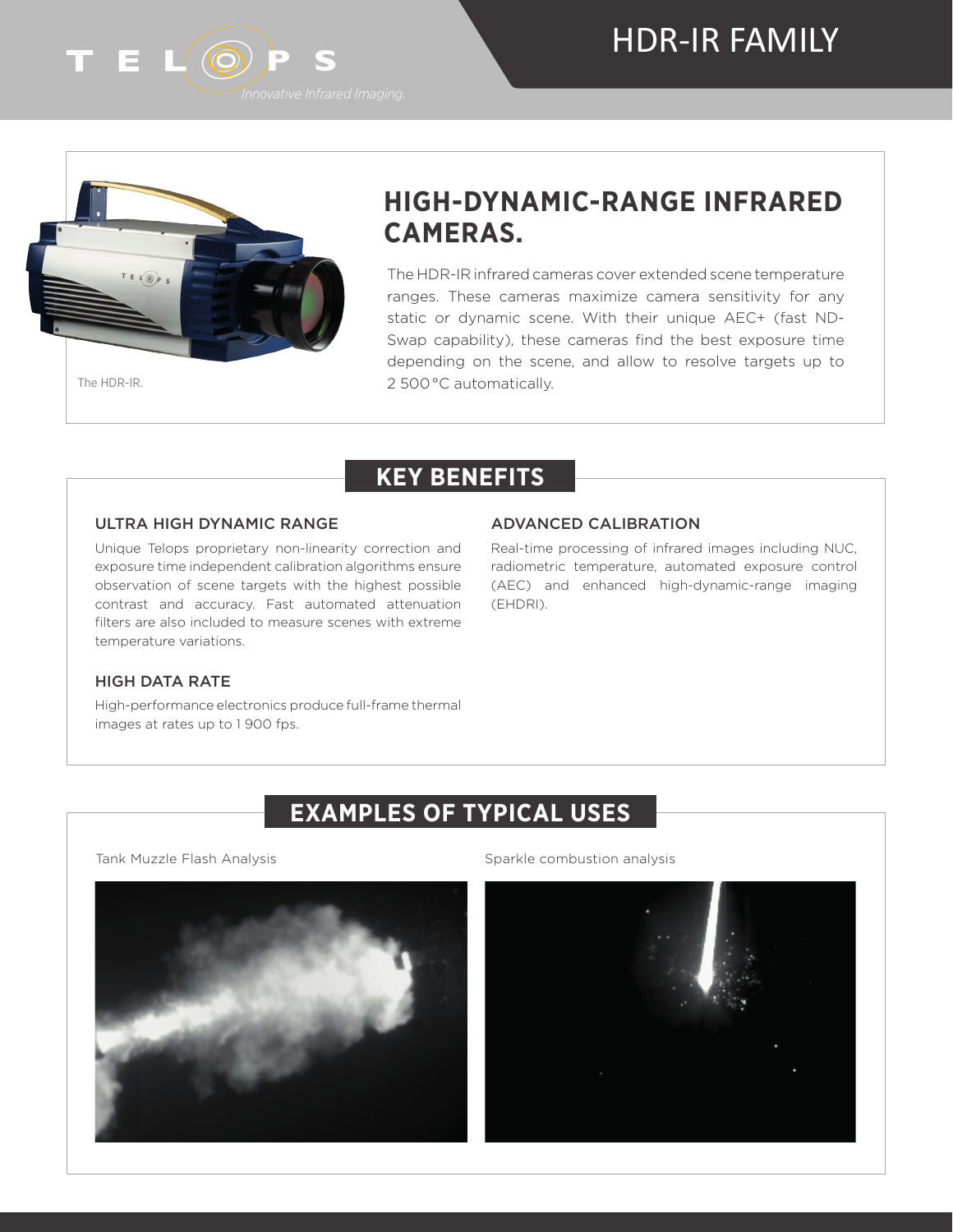# HDR-IR FAMILY

## HIGH-DYNAMIC-RANGE INFRARED CAMERAS.

The HDR-IR.

The HDR-IR infrared cameras cover extended scene temperature ranges. These cameras maximize camera sensitivity for any static or dynamic scene. With their unique AEC+ (fast ND-Swap capability), these cameras find the best exposure time depending on the scene, and allow to resolve targets up to 2 500 °C automatically.

## KEY BENEFITS

### ULTRA HIGH DYNAMIC RANGE

Unique Telops proprietary non-linearity correction and exposure time independent calibration algorithms ensure observation of scene targets with the highest possible contrast and accuracy. Fast automated attenuation filters are also included to measure scenes with extreme temperature variations.

### HIGH DATA RATE

High-performance electronics produce full-frame thermal images at rates up to 1 900 fps.

### ADVANCED CALIBRATION

Real-time processing of infrared images including NUC, radiometric temperature, automated exposure control (AEC) and enhanced high-dynamic-range imaging (EHDRI).

## EXAMPLES OF TYPICAL USES

Tank Muzzle Flash Analysis

Sparkle combustion analysis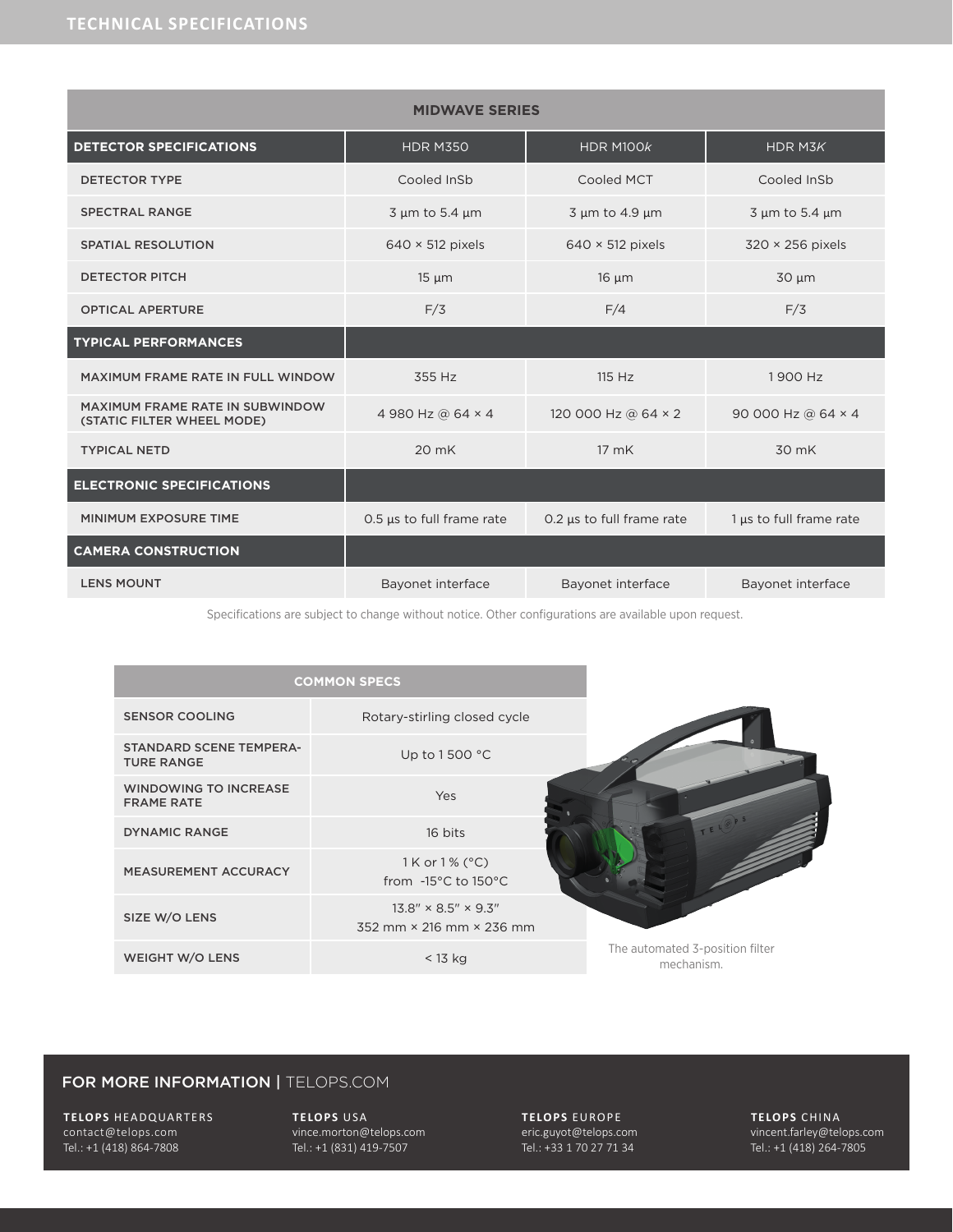## TECHNICAL SPECIFICATIONS

| MIDWAVE SERIES | | | |
|---|---|---|---|
| **DETECTOR SPECIFICATIONS** | HDR M350 | HDR M100*k* | HDR M3*K* |
| DETECTOR TYPE | Cooled InSb | Cooled MCT | Cooled InSb |
| SPECTRAL RANGE | 3 µm to 5.4 µm | 3 µm to 4.9 µm | 3 µm to 5.4 µm |
| SPATIAL RESOLUTION | 640 × 512 pixels | 640 × 512 pixels | 320 × 256 pixels |
| DETECTOR PITCH | 15 µm | 16 µm | 30 µm |
| OPTICAL APERTURE | F/3 | F/4 | F/3 |
| **TYPICAL PERFORMANCES** | | | |
| MAXIMUM FRAME RATE IN FULL WINDOW | 355 Hz | 115 Hz | 1 900 Hz |
| MAXIMUM FRAME RATE IN SUBWINDOW (STATIC FILTER WHEEL MODE) | 4 980 Hz @ 64 × 4 | 120 000 Hz @ 64 × 2 | 90 000 Hz @ 64 × 4 |
| TYPICAL NETD | 20 mK | 17 mK | 30 mK |
| **ELECTRONIC SPECIFICATIONS** | | | |
| MINIMUM EXPOSURE TIME | 0.5 µs to full frame rate | 0.2 µs to full frame rate | 1 µs to full frame rate |
| **CAMERA CONSTRUCTION** | | | |
| LENS MOUNT | Bayonet interface | Bayonet interface | Bayonet interface |

Specifications are subject to change without notice. Other configurations are available upon request.

| COMMON SPECS | |
|---|---|
| SENSOR COOLING | Rotary-stirling closed cycle |
| STANDARD SCENE TEMPERATURE RANGE | Up to 1 500 °C |
| WINDOWING TO INCREASE FRAME RATE | Yes |
| DYNAMIC RANGE | 16 bits |
| MEASUREMENT ACCURACY | 1 K or 1 % (°C) from -15°C to 150°C |
| SIZE W/O LENS | 13.8″ × 8.5″ × 9.3″ 352 mm × 216 mm × 236 mm |
| WEIGHT W/O LENS | < 13 kg |

The automated 3-position filter mechanism.

### FOR MORE INFORMATION | TELOPS.COM

**TELOPS** HEADQUARTERS
contact@telops.com
Tel.: +1 (418) 864-7808

**TELOPS** USA
vince.morton@telops.com
Tel.: +1 (831) 419-7507

**TELOPS** EUROPE
eric.guyot@telops.com
Tel.: +33 1 70 27 71 34

**TELOPS** CHINA
vincent.farley@telops.com
Tel.: +1 (418) 264-7805